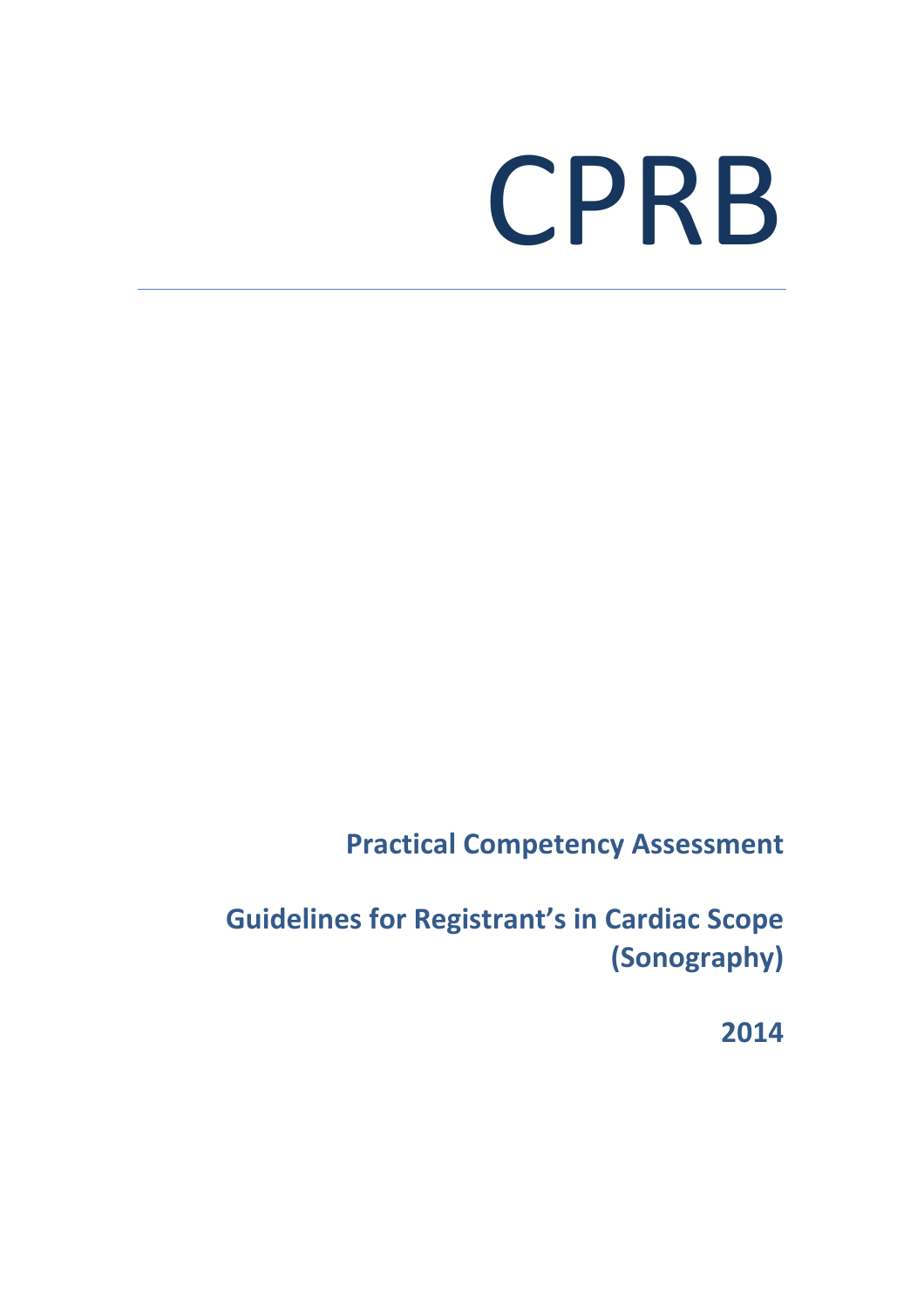# CPRB

---

**Practical Competency Assessment**

**Guidelines for Registrant's in Cardiac Scope (Sonography)**

**2014**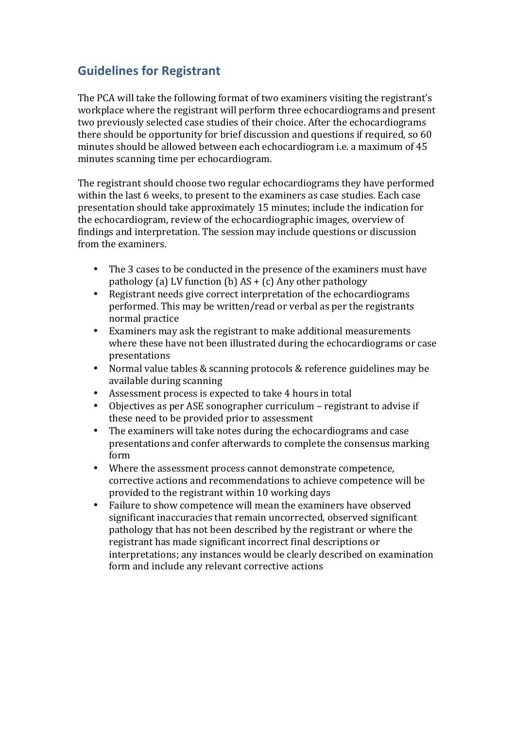## Guidelines for Registrant

The PCA will take the following format of two examiners visiting the registrant's workplace where the registrant will perform three echocardiograms and present two previously selected case studies of their choice. After the echocardiograms there should be opportunity for brief discussion and questions if required, so 60 minutes should be allowed between each echocardiogram i.e. a maximum of 45 minutes scanning time per echocardiogram.

The registrant should choose two regular echocardiograms they have performed within the last 6 weeks, to present to the examiners as case studies. Each case presentation should take approximately 15 minutes; include the indication for the echocardiogram, review of the echocardiographic images, overview of findings and interpretation. The session may include questions or discussion from the examiners.

- The 3 cases to be conducted in the presence of the examiners must have pathology (a) LV function (b) AS + (c) Any other pathology
- Registrant needs give correct interpretation of the echocardiograms performed. This may be written/read or verbal as per the registrants normal practice
- Examiners may ask the registrant to make additional measurements where these have not been illustrated during the echocardiograms or case presentations
- Normal value tables & scanning protocols & reference guidelines may be available during scanning
- Assessment process is expected to take 4 hours in total
- Objectives as per ASE sonographer curriculum – registrant to advise if these need to be provided prior to assessment
- The examiners will take notes during the echocardiograms and case presentations and confer afterwards to complete the consensus marking form
- Where the assessment process cannot demonstrate competence, corrective actions and recommendations to achieve competence will be provided to the registrant within 10 working days
- Failure to show competence will mean the examiners have observed significant inaccuracies that remain uncorrected, observed significant pathology that has not been described by the registrant or where the registrant has made significant incorrect final descriptions or interpretations; any instances would be clearly described on examination form and include any relevant corrective actions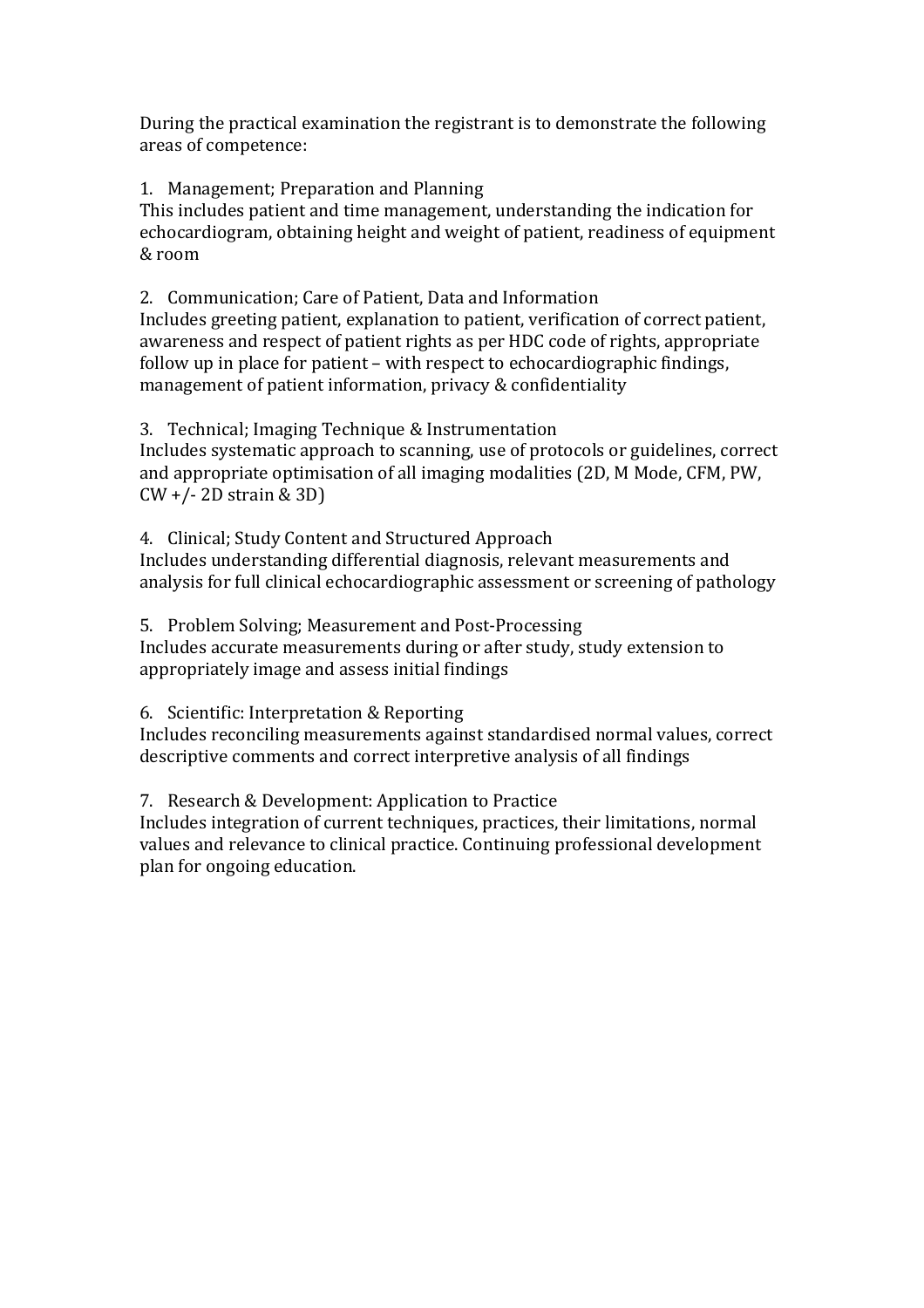During the practical examination the registrant is to demonstrate the following areas of competence:

1. Management; Preparation and Planning

This includes patient and time management, understanding the indication for echocardiogram, obtaining height and weight of patient, readiness of equipment & room

2. Communication; Care of Patient, Data and Information

Includes greeting patient, explanation to patient, verification of correct patient, awareness and respect of patient rights as per HDC code of rights, appropriate follow up in place for patient – with respect to echocardiographic findings, management of patient information, privacy & confidentiality

3. Technical; Imaging Technique & Instrumentation

Includes systematic approach to scanning, use of protocols or guidelines, correct and appropriate optimisation of all imaging modalities (2D, M Mode, CFM, PW, CW +/- 2D strain & 3D)

4. Clinical; Study Content and Structured Approach

Includes understanding differential diagnosis, relevant measurements and analysis for full clinical echocardiographic assessment or screening of pathology

5. Problem Solving; Measurement and Post-Processing

Includes accurate measurements during or after study, study extension to appropriately image and assess initial findings

6. Scientific: Interpretation & Reporting

Includes reconciling measurements against standardised normal values, correct descriptive comments and correct interpretive analysis of all findings

7. Research & Development: Application to Practice

Includes integration of current techniques, practices, their limitations, normal values and relevance to clinical practice. Continuing professional development plan for ongoing education.